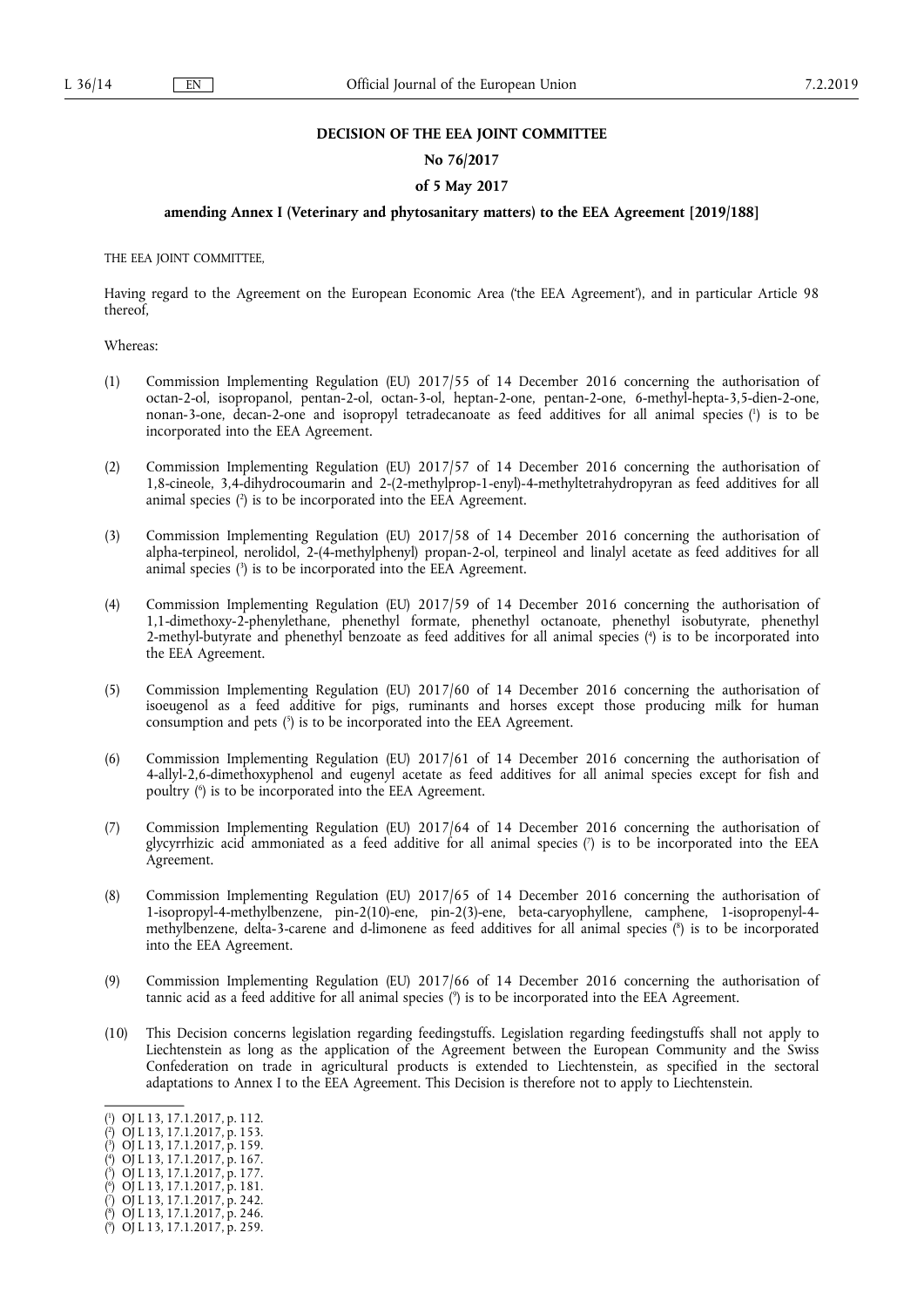**DECISION OF THE EEA JOINT COMMITTEE**

**No 76/2017**

**of 5 May 2017**

**amending Annex I (Veterinary and phytosanitary matters) to the EEA Agreement [2019/188]**

THE EEA JOINT COMMITTEE,

Having regard to the Agreement on the European Economic Area ('the EEA Agreement'), and in particular Article 98 thereof,

Whereas:

(1) Commission Implementing Regulation (EU) 2017/55 of 14 December 2016 concerning the authorisation of octan-2-ol, isopropanol, pentan-2-ol, octan-3-ol, heptan-2-one, pentan-2-one, 6-methyl-hepta-3,5-dien-2-one, nonan-3-one, decan-2-one and isopropyl tetradecanoate as feed additives for all animal species [1] is to be incorporated into the EEA Agreement.

(2) Commission Implementing Regulation (EU) 2017/57 of 14 December 2016 concerning the authorisation of 1,8-cineole, 3,4-dihydrocoumarin and 2-(2-methylprop-1-enyl)-4-methyltetrahydropyran as feed additives for all animal species [2] is to be incorporated into the EEA Agreement.

(3) Commission Implementing Regulation (EU) 2017/58 of 14 December 2016 concerning the authorisation of alpha-terpineol, nerolidol, 2-(4-methylphenyl) propan-2-ol, terpineol and linalyl acetate as feed additives for all animal species [3] is to be incorporated into the EEA Agreement.

(4) Commission Implementing Regulation (EU) 2017/59 of 14 December 2016 concerning the authorisation of 1,1-dimethoxy-2-phenylethane, phenethyl formate, phenethyl octanoate, phenethyl isobutyrate, phenethyl 2-methyl-butyrate and phenethyl benzoate as feed additives for all animal species [4] is to be incorporated into the EEA Agreement.

(5) Commission Implementing Regulation (EU) 2017/60 of 14 December 2016 concerning the authorisation of isoeugenol as a feed additive for pigs, ruminants and horses except those producing milk for human consumption and pets [5] is to be incorporated into the EEA Agreement.

(6) Commission Implementing Regulation (EU) 2017/61 of 14 December 2016 concerning the authorisation of 4-allyl-2,6-dimethoxyphenol and eugenyl acetate as feed additives for all animal species except for fish and poultry [6] is to be incorporated into the EEA Agreement.

(7) Commission Implementing Regulation (EU) 2017/64 of 14 December 2016 concerning the authorisation of glycyrrhizic acid ammoniated as a feed additive for all animal species [7] is to be incorporated into the EEA Agreement.

(8) Commission Implementing Regulation (EU) 2017/65 of 14 December 2016 concerning the authorisation of 1-isopropyl-4-methylbenzene, pin-2(10)-ene, pin-2(3)-ene, beta-caryophyllene, camphene, 1-isopropenyl-4-methylbenzene, delta-3-carene and d-limonene as feed additives for all animal species [8] is to be incorporated into the EEA Agreement.

(9) Commission Implementing Regulation (EU) 2017/66 of 14 December 2016 concerning the authorisation of tannic acid as a feed additive for all animal species [9] is to be incorporated into the EEA Agreement.

(10) This Decision concerns legislation regarding feedingstuffs. Legislation regarding feedingstuffs shall not apply to Liechtenstein as long as the application of the Agreement between the European Community and the Swiss Confederation on trade in agricultural products is extended to Liechtenstein, as specified in the sectoral adaptations to Annex I to the EEA Agreement. This Decision is therefore not to apply to Liechtenstein.

---

[1] OJ L 13, 17.1.2017, p. 112.
[2] OJ L 13, 17.1.2017, p. 153.
[3] OJ L 13, 17.1.2017, p. 159.
[4] OJ L 13, 17.1.2017, p. 167.
[5] OJ L 13, 17.1.2017, p. 177.
[6] OJ L 13, 17.1.2017, p. 181.
[7] OJ L 13, 17.1.2017, p. 242.
[8] OJ L 13, 17.1.2017, p. 246.
[9] OJ L 13, 17.1.2017, p. 259.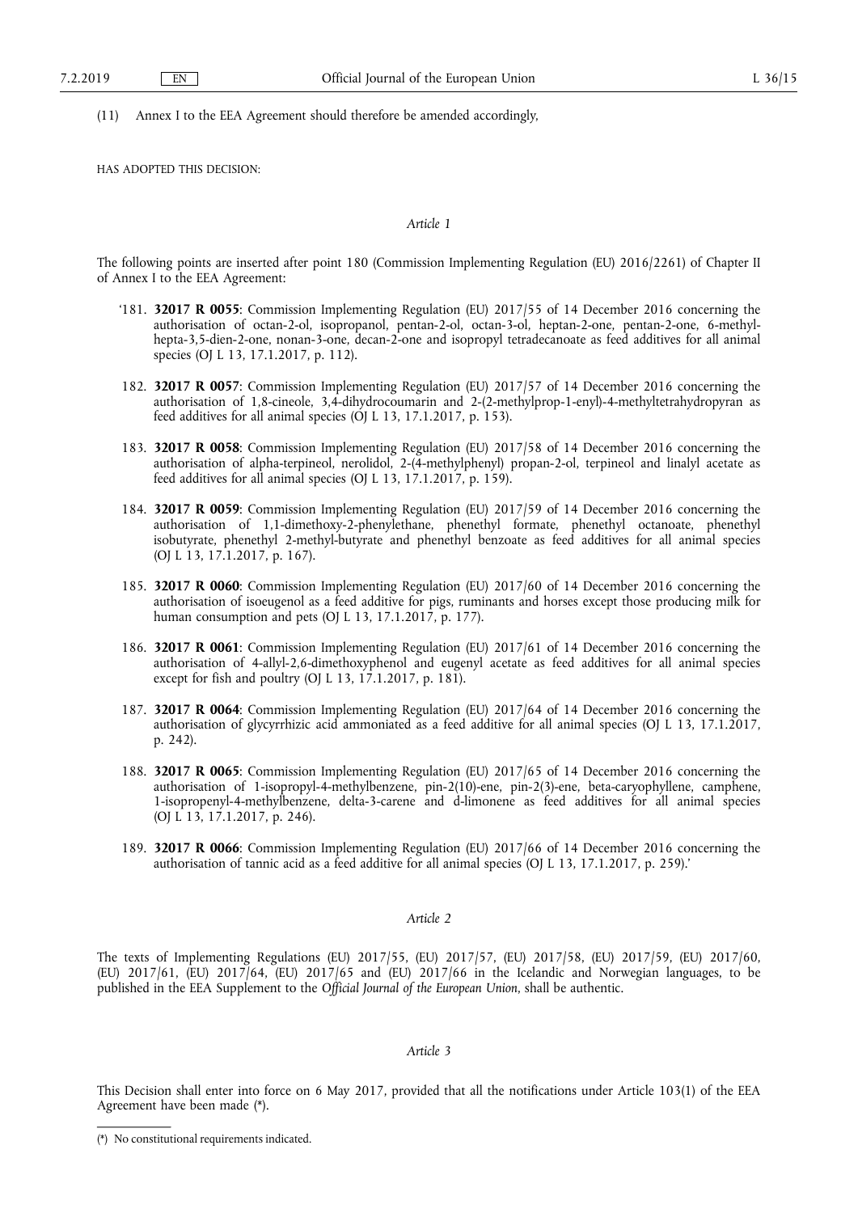(11) Annex I to the EEA Agreement should therefore be amended accordingly,

HAS ADOPTED THIS DECISION:

*Article 1*

The following points are inserted after point 180 (Commission Implementing Regulation (EU) 2016/2261) of Chapter II of Annex I to the EEA Agreement:

'181. **32017 R 0055**: Commission Implementing Regulation (EU) 2017/55 of 14 December 2016 concerning the authorisation of octan-2-ol, isopropanol, pentan-2-ol, octan-3-ol, heptan-2-one, pentan-2-one, 6-methyl-hepta-3,5-dien-2-one, nonan-3-one, decan-2-one and isopropyl tetradecanoate as feed additives for all animal species (OJ L 13, 17.1.2017, p. 112).

182. **32017 R 0057**: Commission Implementing Regulation (EU) 2017/57 of 14 December 2016 concerning the authorisation of 1,8-cineole, 3,4-dihydrocoumarin and 2-(2-methylprop-1-enyl)-4-methyltetrahydropyran as feed additives for all animal species (OJ L 13, 17.1.2017, p. 153).

183. **32017 R 0058**: Commission Implementing Regulation (EU) 2017/58 of 14 December 2016 concerning the authorisation of alpha-terpineol, nerolidol, 2-(4-methylphenyl) propan-2-ol, terpineol and linalyl acetate as feed additives for all animal species (OJ L 13, 17.1.2017, p. 159).

184. **32017 R 0059**: Commission Implementing Regulation (EU) 2017/59 of 14 December 2016 concerning the authorisation of 1,1-dimethoxy-2-phenylethane, phenethyl formate, phenethyl octanoate, phenethyl isobutyrate, phenethyl 2-methyl-butyrate and phenethyl benzoate as feed additives for all animal species (OJ L 13, 17.1.2017, p. 167).

185. **32017 R 0060**: Commission Implementing Regulation (EU) 2017/60 of 14 December 2016 concerning the authorisation of isoeugenol as a feed additive for pigs, ruminants and horses except those producing milk for human consumption and pets (OJ L 13, 17.1.2017, p. 177).

186. **32017 R 0061**: Commission Implementing Regulation (EU) 2017/61 of 14 December 2016 concerning the authorisation of 4-allyl-2,6-dimethoxyphenol and eugenyl acetate as feed additives for all animal species except for fish and poultry (OJ L 13, 17.1.2017, p. 181).

187. **32017 R 0064**: Commission Implementing Regulation (EU) 2017/64 of 14 December 2016 concerning the authorisation of glycyrrhizic acid ammoniated as a feed additive for all animal species (OJ L 13, 17.1.2017, p. 242).

188. **32017 R 0065**: Commission Implementing Regulation (EU) 2017/65 of 14 December 2016 concerning the authorisation of 1-isopropyl-4-methylbenzene, pin-2(10)-ene, pin-2(3)-ene, beta-caryophyllene, camphene, 1-isopropenyl-4-methylbenzene, delta-3-carene and d-limonene as feed additives for all animal species (OJ L 13, 17.1.2017, p. 246).

189. **32017 R 0066**: Commission Implementing Regulation (EU) 2017/66 of 14 December 2016 concerning the authorisation of tannic acid as a feed additive for all animal species (OJ L 13, 17.1.2017, p. 259).'

*Article 2*

The texts of Implementing Regulations (EU) 2017/55, (EU) 2017/57, (EU) 2017/58, (EU) 2017/59, (EU) 2017/60, (EU) 2017/61, (EU) 2017/64, (EU) 2017/65 and (EU) 2017/66 in the Icelandic and Norwegian languages, to be published in the EEA Supplement to the *Official Journal of the European Union*, shall be authentic.

*Article 3*

This Decision shall enter into force on 6 May 2017, provided that all the notifications under Article 103(1) of the EEA Agreement have been made (*).

(*) No constitutional requirements indicated.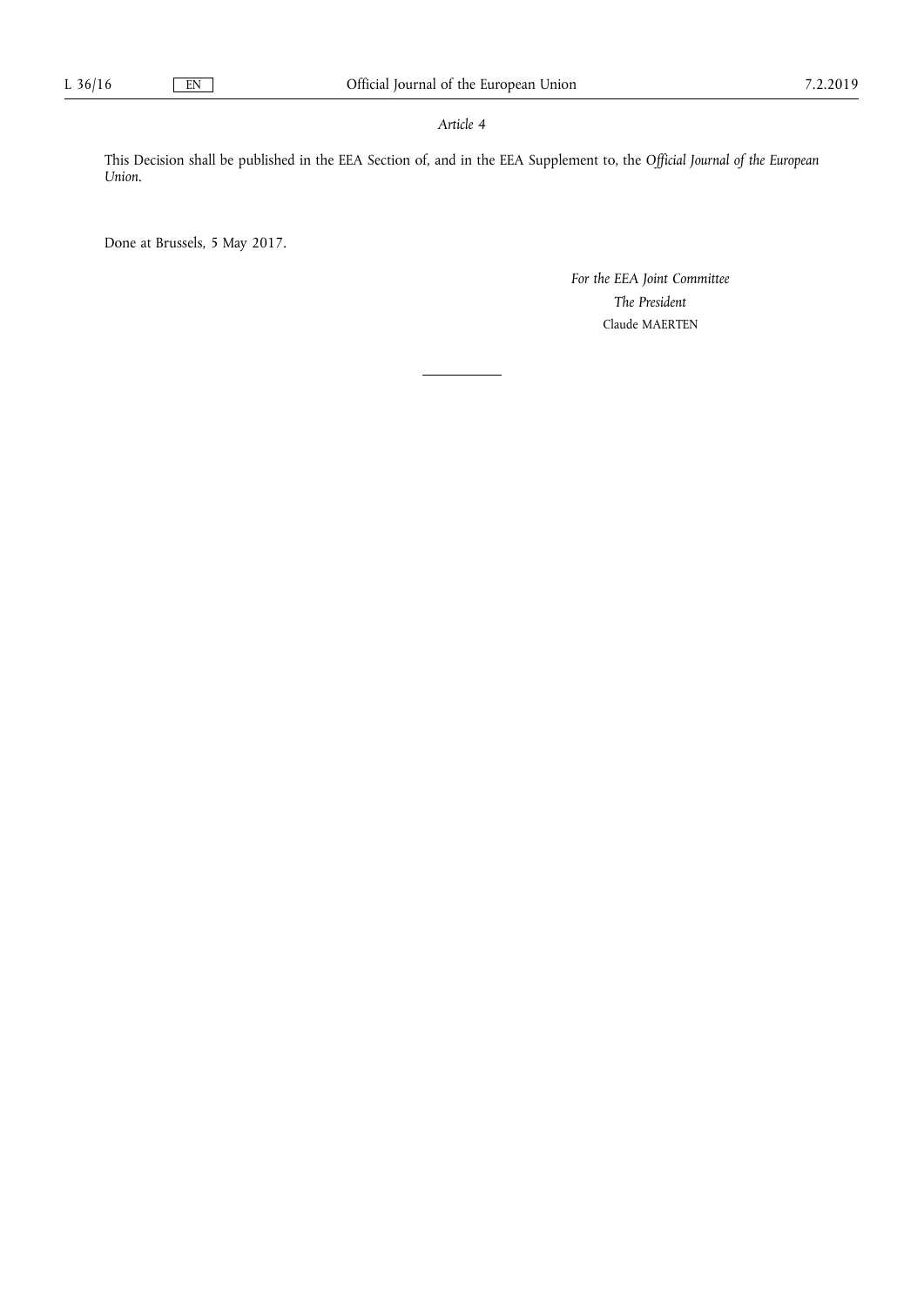*Article 4*

This Decision shall be published in the EEA Section of, and in the EEA Supplement to, the *Official Journal of the European Union*.

Done at Brussels, 5 May 2017.

*For the EEA Joint Committee*

*The President*

Claude MAERTEN